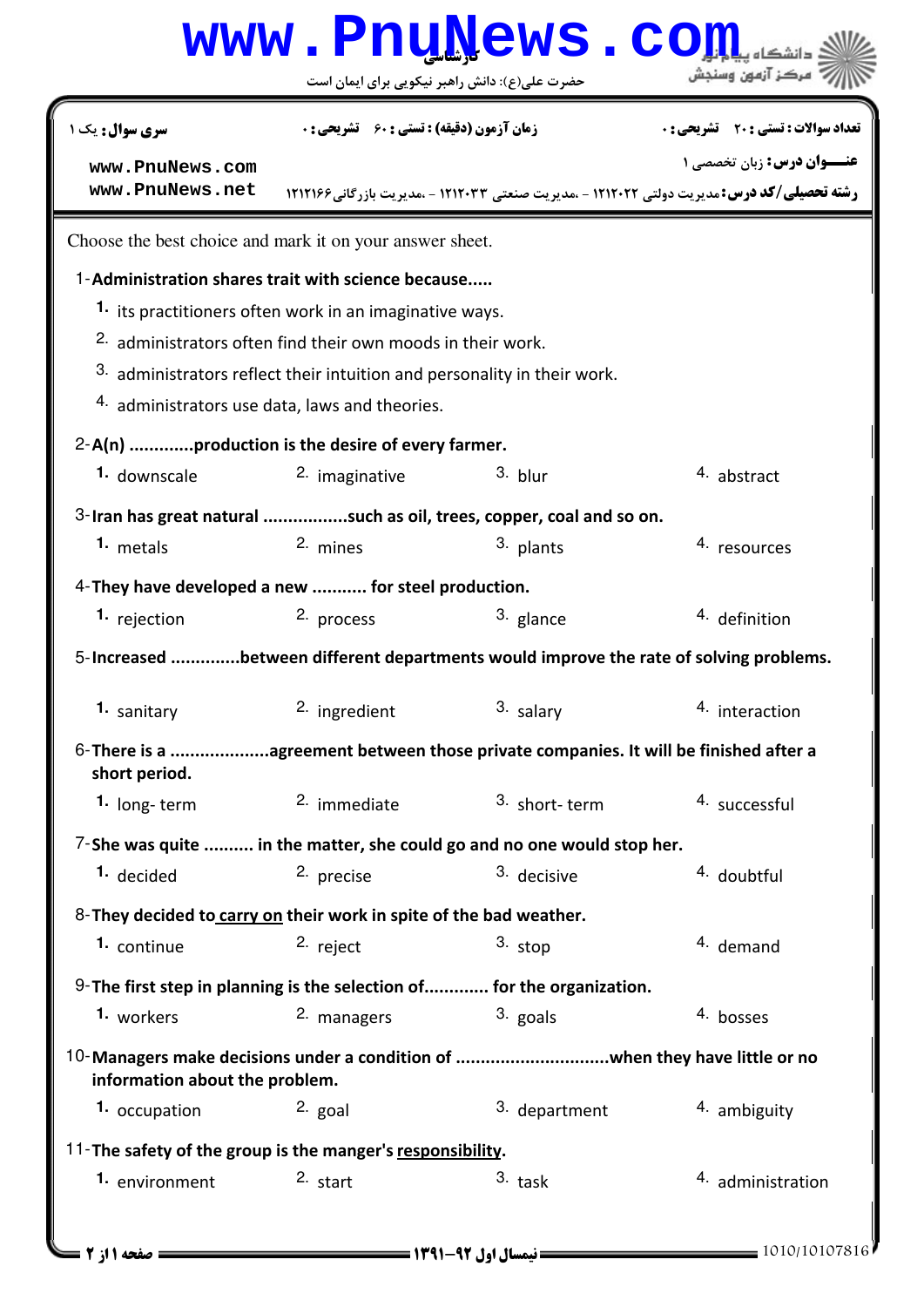کارشناسی

حضرت علی(ع): دانش راهبر نیکویی برای ایمان است

| سری سوال: یک ۱ | زمان آزمون (دقیقه) : تستی : ۶۰ تشریحی : ۰ | تعداد سوالات : تستی : ۲۰ تشریحی : ۰ |
|---|---|---|

**عنـــوان درس:** زبان تخصصی ۱

**رشته تحصیلی/کد درس:** مدیریت دولتی ۱۲۱۲۰۲۲ - ،مدیریت صنعتی ۱۲۱۲۰۳۳ - ،مدیریت بازرگانی ۱۲۱۲۱۶۶

Choose the best choice and mark it on your answer sheet.

1-**Administration shares trait with science because.....**

1. its practitioners often work in an imaginative ways.
2. administrators often find their own moods in their work.
3. administrators reflect their intuition and personality in their work.
4. administrators use data, laws and theories.

2-**A(n) .............production is the desire of every farmer.**

1. downscale
2. imaginative
3. blur
4. abstract

3-**Iran has great natural .................such as oil, trees, copper, coal and so on.**

1. metals
2. mines
3. plants
4. resources

4-**They have developed a new ........... for steel production.**

1. rejection
2. process
3. glance
4. definition

5-**Increased .............between different departments would improve the rate of solving problems.**

1. sanitary
2. ingredient
3. salary
4. interaction

6-**There is a ....................agreement between those private companies. It will be finished after a short period.**

1. long- term
2. immediate
3. short- term
4. successful

7-**She was quite .......... in the matter, she could go and no one would stop her.**

1. decided
2. precise
3. decisive
4. doubtful

8-**They decided to <u>carry on</u> their work in spite of the bad weather.**

1. continue
2. reject
3. stop
4. demand

9-**The first step in planning is the selection of............. for the organization.**

1. workers
2. managers
3. goals
4. bosses

10-**Managers make decisions under a condition of ..............................when they have little or no information about the problem.**

1. occupation
2. goal
3. department
4. ambiguity

11-**The safety of the group is the manger's <u>responsibility</u>.**

1. environment
2. start
3. task
4. administration

نیمسال اول ۹۲-۱۳۹۱

1010/10107816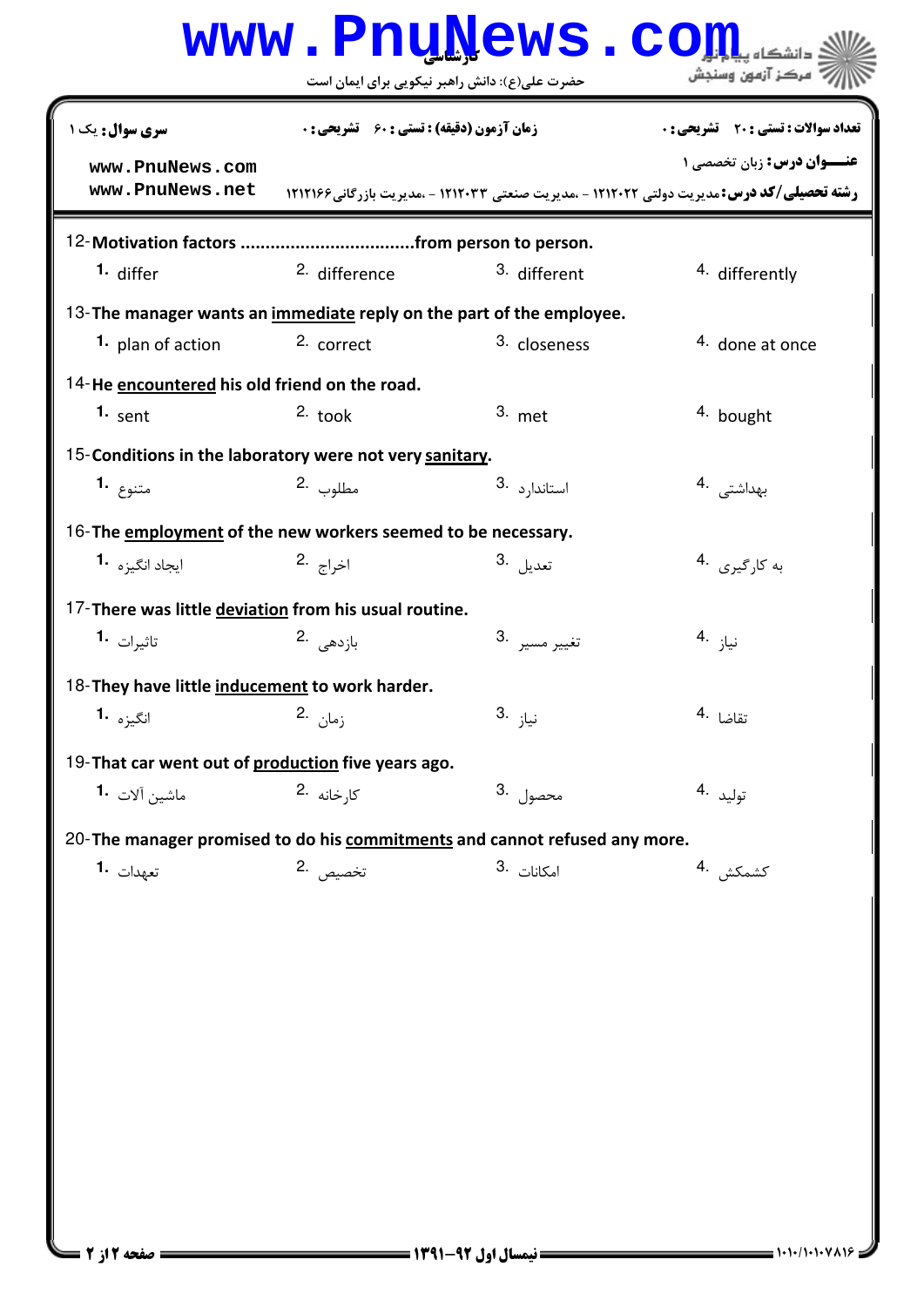12-**Motivation factors ..................................from person to person.**

1. differ
2. difference
3. different
4. differently

13-**The manager wants an immediate reply on the part of the employee.**

1. plan of action
2. correct
3. closeness
4. done at once

14-**He encountered his old friend on the road.**

1. sent
2. took
3. met
4. bought

15-**Conditions in the laboratory were not very sanitary.**

1. متنوع
2. مطلوب
3. استاندارد
4. بهداشتی

16-**The employment of the new workers seemed to be necessary.**

1. ایجاد انگیزه
2. اخراج
3. تعدیل
4. به کارگیری

17-**There was little deviation from his usual routine.**

1. تاثیرات
2. بازدهی
3. تغییر مسیر
4. نیاز

18-**They have little inducement to work harder.**

1. انگیزه
2. زمان
3. نیاز
4. تقاضا

19-**That car went out of production five years ago.**

1. ماشین آلات
2. کارخانه
3. محصول
4. تولید

20-**The manager promised to do his commitments and cannot refused any more.**

1. تعهدات
2. تخصیص
3. امکانات
4. کشمکش